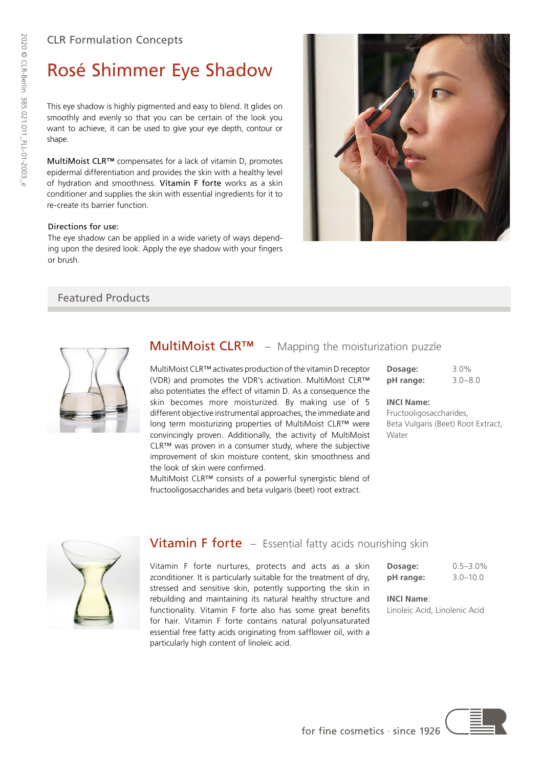CLR Formulation Concepts

# Rosé Shimmer Eye Shadow

This eye shadow is highly pigmented and easy to blend. It glides on smoothly and evenly so that you can be certain of the look you want to achieve, it can be used to give your eye depth, contour or shape.

MultiMoist CLR™ compensates for a lack of vitamin D, promotes epidermal differentiation and provides the skin with a healthy level of hydration and smoothness. Vitamin F forte works as a skin conditioner and supplies the skin with essential ingredients for it to re-create its barrier function.

Directions for use:
The eye shadow can be applied in a wide variety of ways depending upon the desired look. Apply the eye shadow with your fingers or brush.

## Featured Products

### MultiMoist CLR™ – Mapping the moisturization puzzle

MultiMoist CLR™ activates production of the vitamin D receptor (VDR) and promotes the VDR's activation. MultiMoist CLR™ also potentiates the effect of vitamin D. As a consequence the skin becomes more moisturized. By making use of 5 different objective instrumental approaches, the immediate and long term moisturizing properties of MultiMoist CLR™ were convincingly proven. Additionally, the activity of MultiMoist CLR™ was proven in a consumer study, where the subjective improvement of skin moisture content, skin smoothness and the look of skin were confirmed.
MultiMoist CLR™ consists of a powerful synergistic blend of fructooligosaccharides and beta vulgaris (beet) root extract.

**Dosage:** 3.0%
**pH range:** 3.0–8.0

**INCI Name:**
Fructooligosaccharides, Beta Vulgaris (Beet) Root Extract, Water

### Vitamin F forte – Essential fatty acids nourishing skin

Vitamin F forte nurtures, protects and acts as a skin zconditioner. It is particularly suitable for the treatment of dry, stressed and sensitive skin, potently supporting the skin in rebuilding and maintaining its natural healthy structure and functionality. Vitamin F forte also has some great benefits for hair. Vitamin F forte contains natural polyunsaturated essential free fatty acids originating from safflower oil, with a particularly high content of linoleic acid.

**Dosage:** 0.5–3.0%
**pH range:** 3.0–10.0

**INCI Name**:
Linoleic Acid, Linolenic Acid

for fine cosmetics · since 1926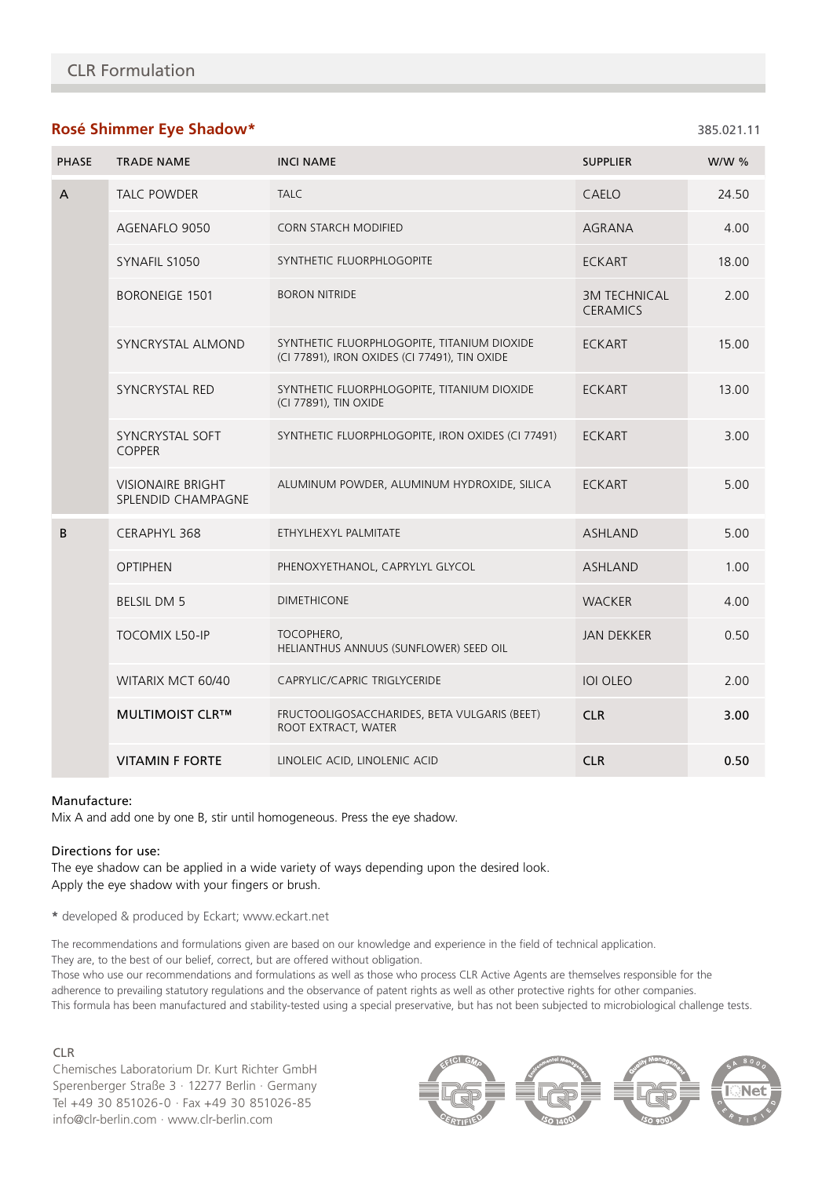CLR Formulation

## Rosé Shimmer Eye Shadow*

385.021.11

| PHASE | TRADE NAME | INCI NAME | SUPPLIER | W/W % |
|---|---|---|---|---|
| A | TALC POWDER | TALC | CAELO | 24.50 |
| | AGENAFLO 9050 | CORN STARCH MODIFIED | AGRANA | 4.00 |
| | SYNAFIL S1050 | SYNTHETIC FLUORPHLOGOPITE | ECKART | 18.00 |
| | BORONEIGE 1501 | BORON NITRIDE | 3M TECHNICAL CERAMICS | 2.00 |
| | SYNCRYSTAL ALMOND | SYNTHETIC FLUORPHLOGOPITE, TITANIUM DIOXIDE (CI 77891), IRON OXIDES (CI 77491), TIN OXIDE | ECKART | 15.00 |
| | SYNCRYSTAL RED | SYNTHETIC FLUORPHLOGOPITE, TITANIUM DIOXIDE (CI 77891), TIN OXIDE | ECKART | 13.00 |
| | SYNCRYSTAL SOFT COPPER | SYNTHETIC FLUORPHLOGOPITE, IRON OXIDES (CI 77491) | ECKART | 3.00 |
| | VISIONAIRE BRIGHT SPLENDID CHAMPAGNE | ALUMINUM POWDER, ALUMINUM HYDROXIDE, SILICA | ECKART | 5.00 |
| B | CERAPHYL 368 | ETHYLHEXYL PALMITATE | ASHLAND | 5.00 |
| | OPTIPHEN | PHENOXYETHANOL, CAPRYLYL GLYCOL | ASHLAND | 1.00 |
| | BELSIL DM 5 | DIMETHICONE | WACKER | 4.00 |
| | TOCOMIX L50-IP | TOCOPHERO, HELIANTHUS ANNUUS (SUNFLOWER) SEED OIL | JAN DEKKER | 0.50 |
| | WITARIX MCT 60/40 | CAPRYLIC/CAPRIC TRIGLYCERIDE | IOI OLEO | 2.00 |
| | **MULTIMOIST CLR™** | FRUCTOOLIGOSACCHARIDES, BETA VULGARIS (BEET) ROOT EXTRACT, WATER | **CLR** | **3.00** |
| | **VITAMIN F FORTE** | LINOLEIC ACID, LINOLENIC ACID | **CLR** | **0.50** |

Manufacture:
Mix A and add one by one B, stir until homogeneous. Press the eye shadow.

Directions for use:
The eye shadow can be applied in a wide variety of ways depending upon the desired look.
Apply the eye shadow with your fingers or brush.

* developed & produced by Eckart; www.eckart.net

The recommendations and formulations given are based on our knowledge and experience in the field of technical application.
They are, to the best of our belief, correct, but are offered without obligation.
Those who use our recommendations and formulations as well as those who process CLR Active Agents are themselves responsible for the adherence to prevailing statutory regulations and the observance of patent rights as well as other protective rights for other companies.
This formula has been manufactured and stability-tested using a special preservative, but has not been subjected to microbiological challenge tests.

CLR
Chemisches Laboratorium Dr. Kurt Richter GmbH
Sperenberger Straße 3 · 12277 Berlin · Germany
Tel +49 30 851026-0 · Fax +49 30 851026-85
info@clr-berlin.com · www.clr-berlin.com